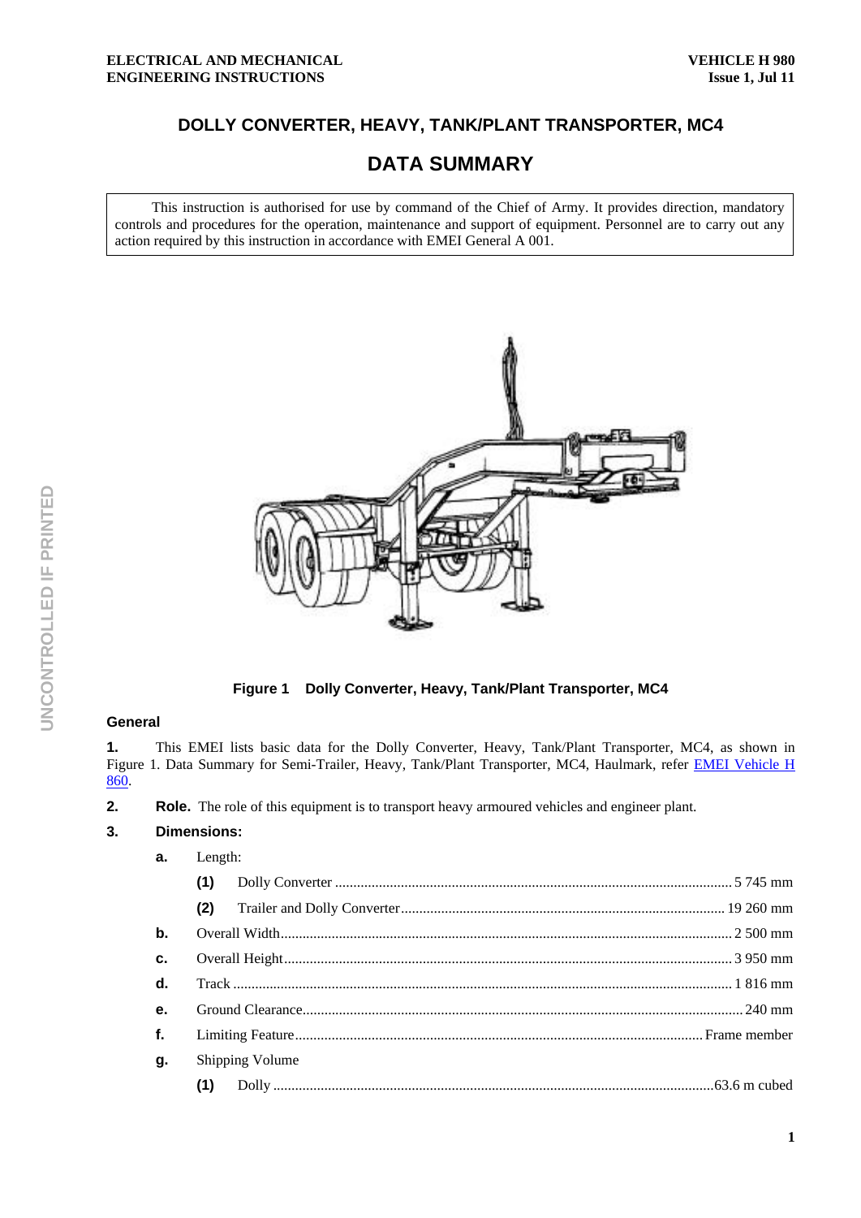# DOLLY CONVERTER, HEAVY, TANK/PLANT TRANSPORTER, MC4

## DATA SUMMARY

This instruction is authorised for use by command of the Chief of Army. It provides direction, mandatory controls and procedures for the operation, maintenance and support of equipment. Personnel are to carry out any action required by this instruction in accordance with EMEI General A 001.

**Figure 1 Dolly Converter, Heavy, Tank/Plant Transporter, MC4**

### General

**1.** This EMEI lists basic data for the Dolly Converter, Heavy, Tank/Plant Transporter, MC4, as shown in Figure 1. Data Summary for Semi-Trailer, Heavy, Tank/Plant Transporter, MC4, Haulmark, refer EMEI Vehicle H 860.

**2. Role.** The role of this equipment is to transport heavy armoured vehicles and engineer plant.

**3. Dimensions:**

- **a.** Length:
  - **(1)** Dolly Converter ............ 5 745 mm
  - **(2)** Trailer and Dolly Converter ............ 19 260 mm
- **b.** Overall Width ............ 2 500 mm
- **c.** Overall Height ............ 3 950 mm
- **d.** Track ............ 1 816 mm
- **e.** Ground Clearance ............ 240 mm
- **f.** Limiting Feature ............ Frame member
- **g.** Shipping Volume
  - **(1)** Dolly ............ 63.6 m cubed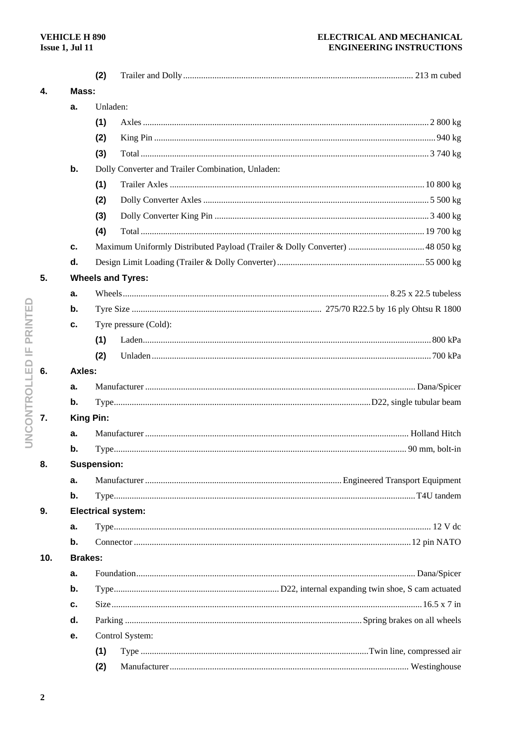(2) Trailer and Dolly ........ 213 m cubed

**4. Mass:**

a. Unladen:

(1) Axles ........ 2 800 kg

(2) King Pin ........ 940 kg

(3) Total ........ 3 740 kg

b. Dolly Converter and Trailer Combination, Unladen:

(1) Trailer Axles ........ 10 800 kg

(2) Dolly Converter Axles ........ 5 500 kg

(3) Dolly Converter King Pin ........ 3 400 kg

(4) Total ........ 19 700 kg

c. Maximum Uniformly Distributed Payload (Trailer & Dolly Converter) ........ 48 050 kg

d. Design Limit Loading (Trailer & Dolly Converter) ........ 55 000 kg

**5. Wheels and Tyres:**

a. Wheels ........ 8.25 x 22.5 tubeless

b. Tyre Size ........ 275/70 R22.5 by 16 ply Ohtsu R 1800

c. Tyre pressure (Cold):

(1) Laden ........ 800 kPa

(2) Unladen ........ 700 kPa

**6. Axles:**

a. Manufacturer ........ Dana/Spicer

b. Type ........ D22, single tubular beam

**7. King Pin:**

a. Manufacturer ........ Holland Hitch

b. Type ........ 90 mm, bolt-in

**8. Suspension:**

a. Manufacturer ........ Engineered Transport Equipment

b. Type ........ T4U tandem

**9. Electrical system:**

a. Type ........ 12 V dc

b. Connector ........ 12 pin NATO

**10. Brakes:**

a. Foundation ........ Dana/Spicer

b. Type ........ D22, internal expanding twin shoe, S cam actuated

c. Size ........ 16.5 x 7 in

d. Parking ........ Spring brakes on all wheels

e. Control System:

(1) Type ........ Twin line, compressed air

(2) Manufacturer ........ Westinghouse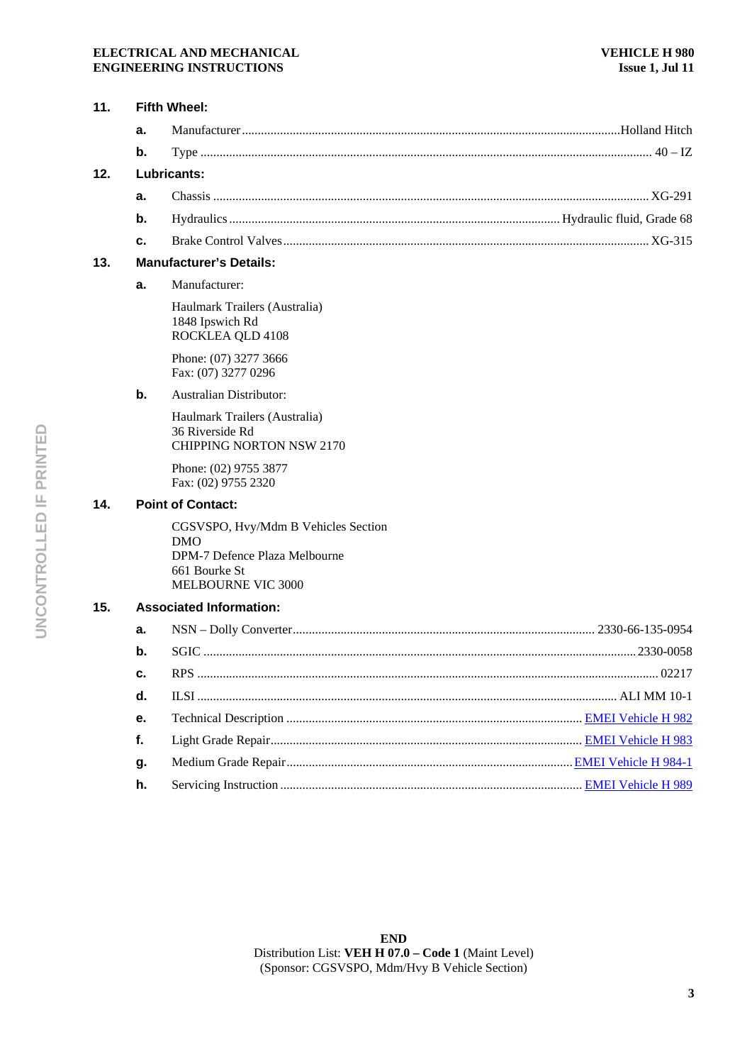**11. Fifth Wheel:**

- **a.** Manufacturer ........................................ Holland Hitch
- **b.** Type ........................................ 40 – IZ

**12. Lubricants:**

- **a.** Chassis ........................................ XG-291
- **b.** Hydraulics ........................................ Hydraulic fluid, Grade 68
- **c.** Brake Control Valves ........................................ XG-315

**13. Manufacturer's Details:**

- **a.** Manufacturer:

  Haulmark Trailers (Australia)
  1848 Ipswich Rd
  ROCKLEA QLD 4108

  Phone: (07) 3277 3666
  Fax: (07) 3277 0296

- **b.** Australian Distributor:

  Haulmark Trailers (Australia)
  36 Riverside Rd
  CHIPPING NORTON NSW 2170

  Phone: (02) 9755 3877
  Fax: (02) 9755 2320

**14. Point of Contact:**

CGSVSPO, Hvy/Mdm B Vehicles Section
DMO
DPM-7 Defence Plaza Melbourne
661 Bourke St
MELBOURNE VIC 3000

**15. Associated Information:**

- **a.** NSN – Dolly Converter ........................................ 2330-66-135-0954
- **b.** SGIC ........................................ 2330-0058
- **c.** RPS ........................................ 02217
- **d.** ILSI ........................................ ALI MM 10-1
- **e.** Technical Description ........................................ EMEI Vehicle H 982
- **f.** Light Grade Repair ........................................ EMEI Vehicle H 983
- **g.** Medium Grade Repair ........................................ EMEI Vehicle H 984-1
- **h.** Servicing Instruction ........................................ EMEI Vehicle H 989

**END**

Distribution List: **VEH H 07.0 – Code 1** (Maint Level)
(Sponsor: CGSVSPO, Mdm/Hvy B Vehicle Section)